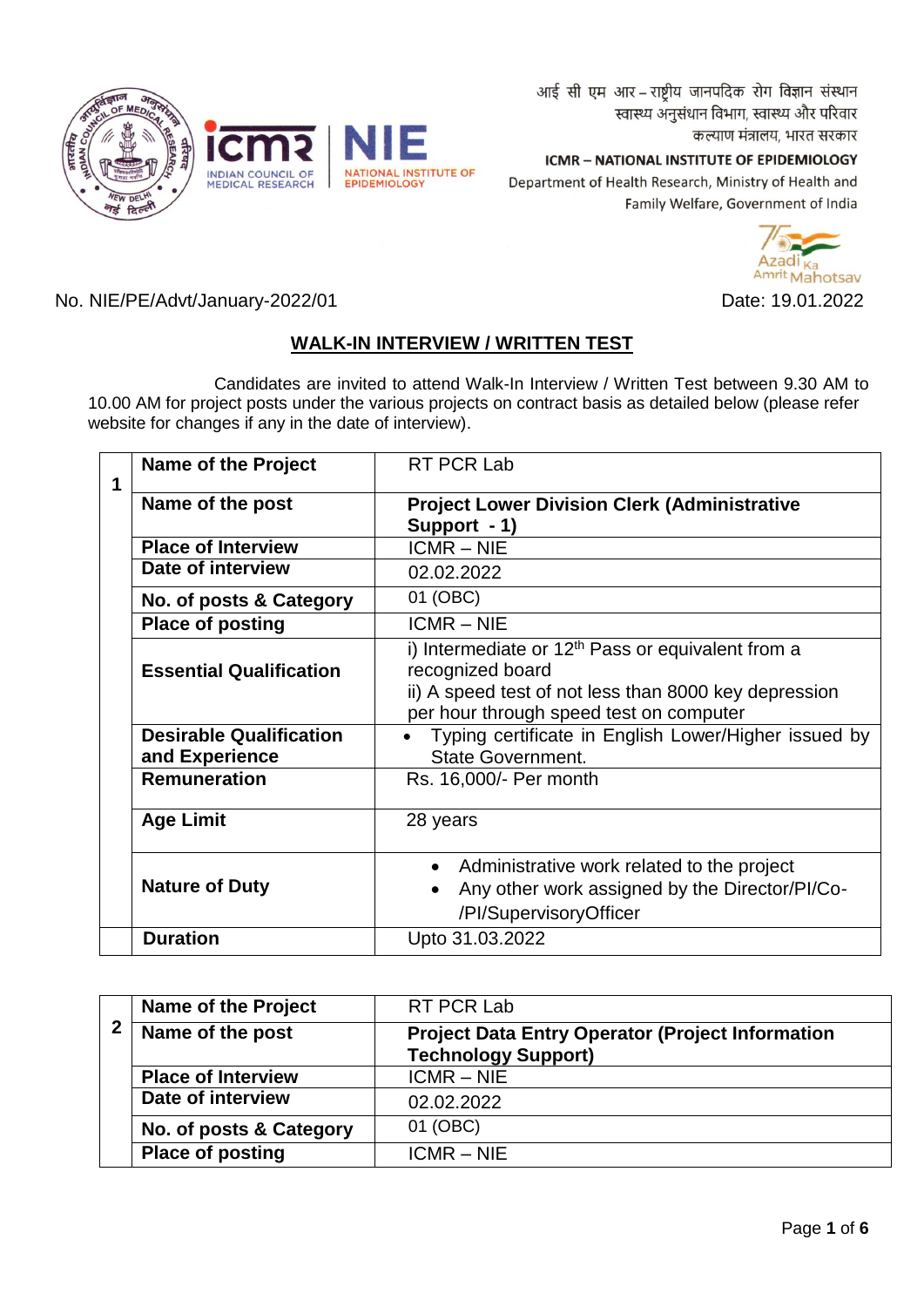आई सी एम आर – राष्ट्रीय जानपदिक रोग विज्ञान संस्थान
स्वास्थ्य अनुसंधान विभाग, स्वास्थ्य और परिवार
कल्याण मंत्रालय, भारत सरकार

**ICMR – NATIONAL INSTITUTE OF EPIDEMIOLOGY**
Department of Health Research, Ministry of Health and Family Welfare, Government of India

No. NIE/PE/Advt/January-2022/01

Date: 19.01.2022

## WALK-IN INTERVIEW / WRITTEN TEST

Candidates are invited to attend Walk-In Interview / Written Test between 9.30 AM to 10.00 AM for project posts under the various projects on contract basis as detailed below (please refer website for changes if any in the date of interview).

| | | |
|---|---|---|
| 1 | **Name of the Project** | RT PCR Lab |
| | **Name of the post** | **Project Lower Division Clerk (Administrative Support - 1)** |
| | **Place of Interview** | ICMR – NIE |
| | **Date of interview** | 02.02.2022 |
| | **No. of posts & Category** | 01 (OBC) |
| | **Place of posting** | ICMR – NIE |
| | **Essential Qualification** | i) Intermediate or 12th Pass or equivalent from a recognized board<br>ii) A speed test of not less than 8000 key depression per hour through speed test on computer |
| | **Desirable Qualification and Experience** | • Typing certificate in English Lower/Higher issued by State Government. |
| | **Remuneration** | Rs. 16,000/- Per month |
| | **Age Limit** | 28 years |
| | **Nature of Duty** | • Administrative work related to the project<br>• Any other work assigned by the Director/PI/Co-/PI/SupervisoryOfficer |
| | **Duration** | Upto 31.03.2022 |

| | | |
|---|---|---|
| 2 | **Name of the Project** | RT PCR Lab |
| | **Name of the post** | **Project Data Entry Operator (Project Information Technology Support)** |
| | **Place of Interview** | ICMR – NIE |
| | **Date of interview** | 02.02.2022 |
| | **No. of posts & Category** | 01 (OBC) |
| | **Place of posting** | ICMR – NIE |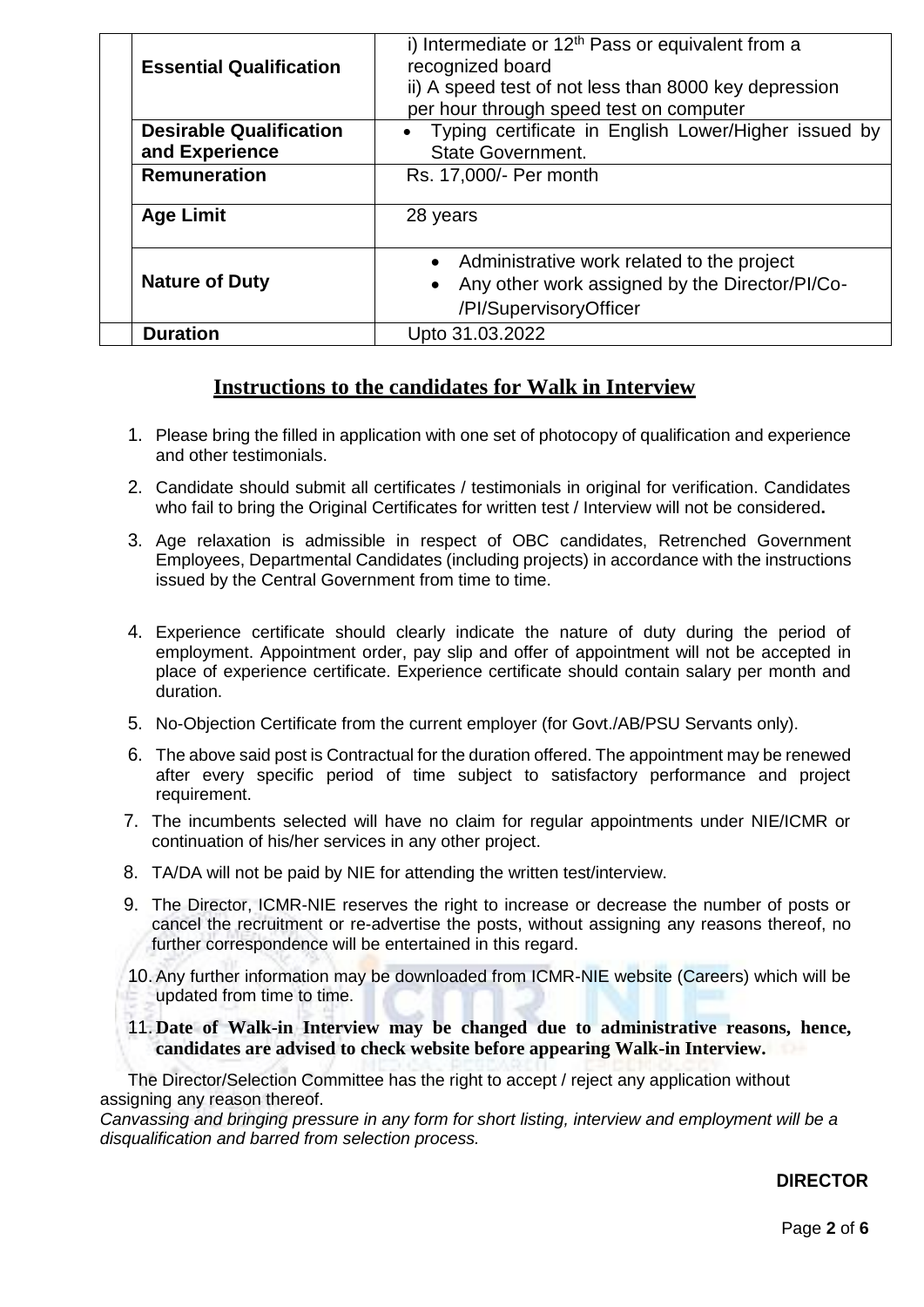| | | |
|---|---|---|
| | **Essential Qualification** | i) Intermediate or 12th Pass or equivalent from a recognized board<br>ii) A speed test of not less than 8000 key depression per hour through speed test on computer |
| | **Desirable Qualification and Experience** | • Typing certificate in English Lower/Higher issued by State Government. |
| | **Remuneration** | Rs. 17,000/- Per month |
| | **Age Limit** | 28 years |
| | **Nature of Duty** | • Administrative work related to the project<br>• Any other work assigned by the Director/PI/Co-/PI/SupervisoryOfficer |
| | **Duration** | Upto 31.03.2022 |

## Instructions to the candidates for Walk in Interview

1. Please bring the filled in application with one set of photocopy of qualification and experience and other testimonials.
2. Candidate should submit all certificates / testimonials in original for verification. Candidates who fail to bring the Original Certificates for written test / Interview will not be considered**.**
3. Age relaxation is admissible in respect of OBC candidates, Retrenched Government Employees, Departmental Candidates (including projects) in accordance with the instructions issued by the Central Government from time to time.
4. Experience certificate should clearly indicate the nature of duty during the period of employment. Appointment order, pay slip and offer of appointment will not be accepted in place of experience certificate. Experience certificate should contain salary per month and duration.
5. No-Objection Certificate from the current employer (for Govt./AB/PSU Servants only).
6. The above said post is Contractual for the duration offered. The appointment may be renewed after every specific period of time subject to satisfactory performance and project requirement.
7. The incumbents selected will have no claim for regular appointments under NIE/ICMR or continuation of his/her services in any other project.
8. TA/DA will not be paid by NIE for attending the written test/interview.
9. The Director, ICMR-NIE reserves the right to increase or decrease the number of posts or cancel the recruitment or re-advertise the posts, without assigning any reasons thereof, no further correspondence will be entertained in this regard.
10. Any further information may be downloaded from ICMR-NIE website (Careers) which will be updated from time to time.
11. **Date of Walk-in Interview may be changed due to administrative reasons, hence, candidates are advised to check website before appearing Walk-in Interview.**

The Director/Selection Committee has the right to accept / reject any application without assigning any reason thereof.

*Canvassing and bringing pressure in any form for short listing, interview and employment will be a disqualification and barred from selection process.*

**DIRECTOR**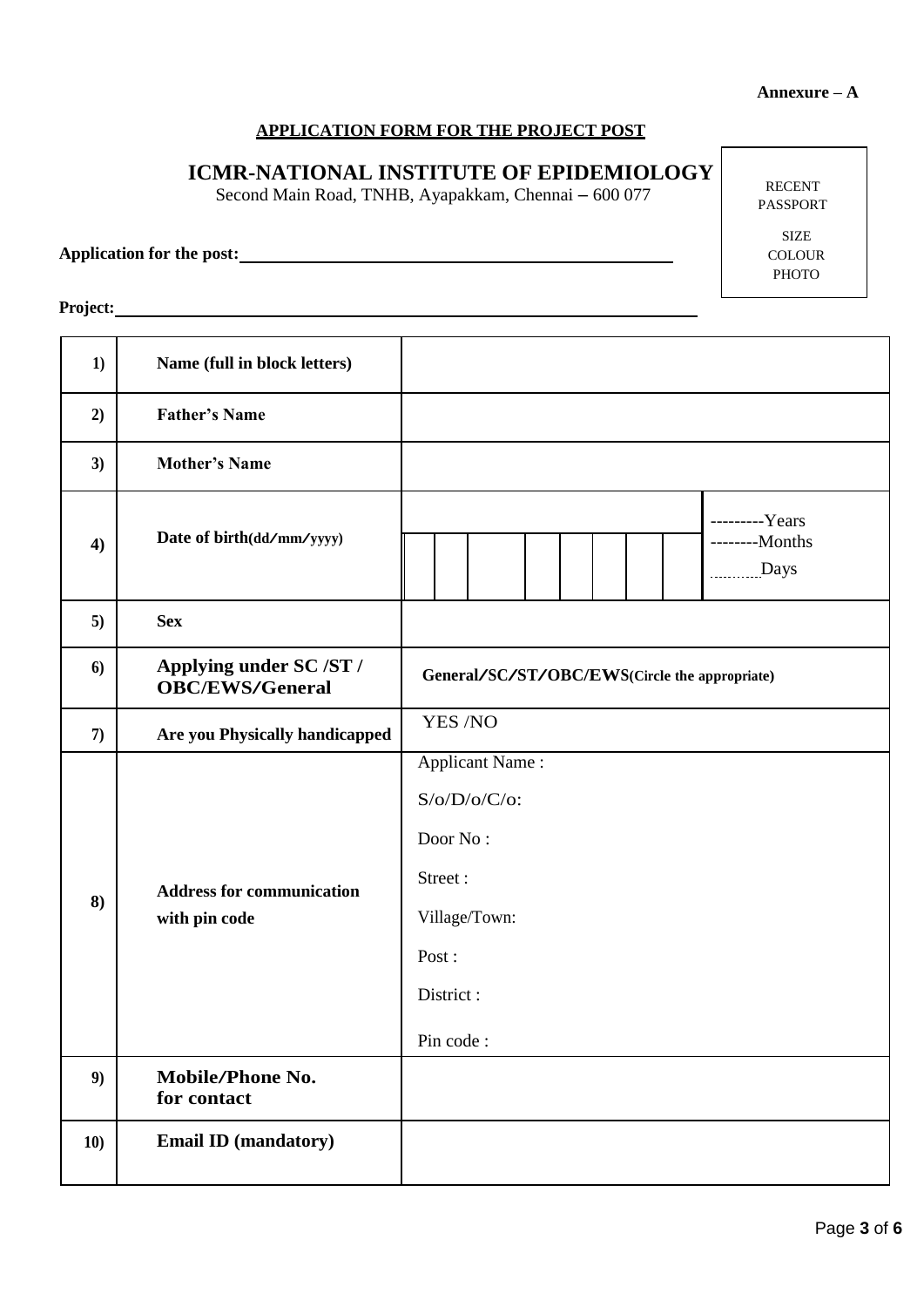**Annexure – A**

**APPLICATION FORM FOR THE PROJECT POST**

## ICMR-NATIONAL INSTITUTE OF EPIDEMIOLOGY

Second Main Road, TNHB, Ayapakkam, Chennai – 600 077

RECENT PASSPORT SIZE COLOUR PHOTO

**Application for the post:** ____________________

**Project:** ____________________

| | | |
|---|---|---|
| **1)** | **Name (full in block letters)** | |
| **2)** | **Father's Name** | |
| **3)** | **Mother's Name** | |
| **4)** | **Date of birth(dd/mm/yyyy)** | ---------Years<br>--------Months<br>..........Days |
| **5)** | **Sex** | |
| **6)** | **Applying under SC /ST / OBC/EWS/General** | **General/SC/ST/OBC/EWS(Circle the appropriate)** |
| **7)** | **Are you Physically handicapped** | YES /NO |
| **8)** | **Address for communication with pin code** | Applicant Name :<br>S/o/D/o/C/o:<br>Door No :<br>Street :<br>Village/Town:<br>Post :<br>District :<br>Pin code : |
| **9)** | **Mobile/Phone No. for contact** | |
| **10)** | **Email ID (mandatory)** | |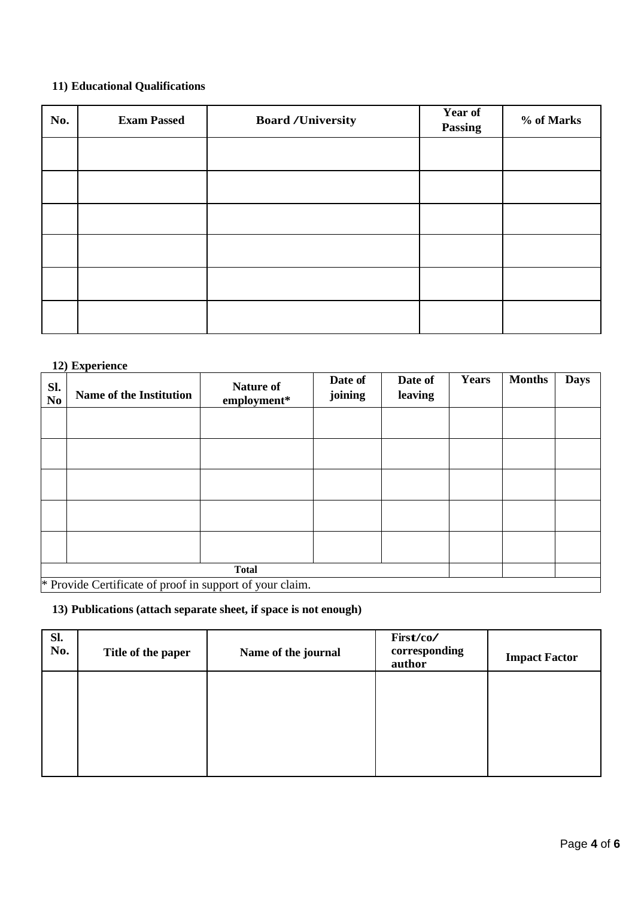**11) Educational Qualifications**

| No. | Exam Passed | Board /University | Year of Passing | % of Marks |
|---|---|---|---|---|
| | | | | |
| | | | | |
| | | | | |
| | | | | |
| | | | | |
| | | | | |

**12) Experience**

| Sl. No | Name of the Institution | Nature of employment* | Date of joining | Date of leaving | Years | Months | Days |
|---|---|---|---|---|---|---|---|
| | | | | | | | |
| | | | | | | | |
| | | | | | | | |
| | | | | | | | |
| | | | | | | | |
| **Total** | | | | | | | |

* Provide Certificate of proof in support of your claim.

**13) Publications (attach separate sheet, if space is not enough)**

| Sl. No. | Title of the paper | Name of the journal | First/co/ corresponding author | Impact Factor |
|---|---|---|---|---|
| | | | | |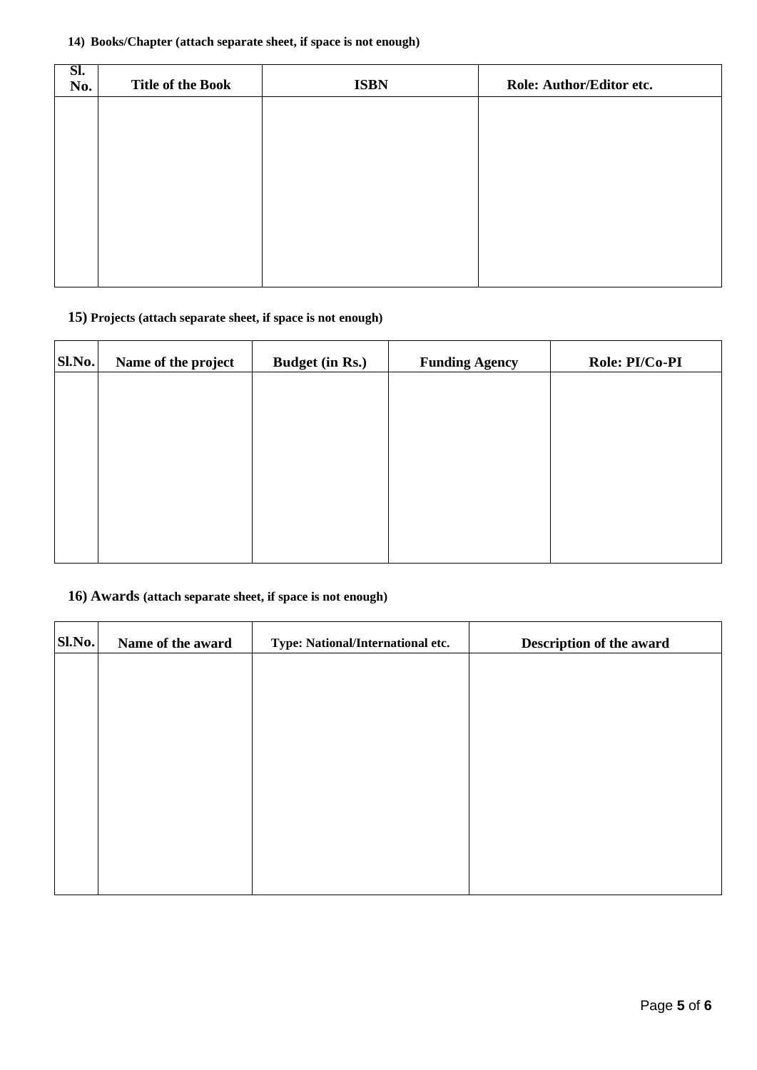**14) Books/Chapter (attach separate sheet, if space is not enough)**

| Sl. No. | Title of the Book | ISBN | Role: Author/Editor etc. |
|---|---|---|---|
| | | | |

**15) Projects (attach separate sheet, if space is not enough)**

| Sl.No. | Name of the project | Budget (in Rs.) | Funding Agency | Role: PI/Co-PI |
|---|---|---|---|---|
| | | | | |

**16) Awards (attach separate sheet, if space is not enough)**

| Sl.No. | Name of the award | Type: National/International etc. | Description of the award |
|---|---|---|---|
| | | | |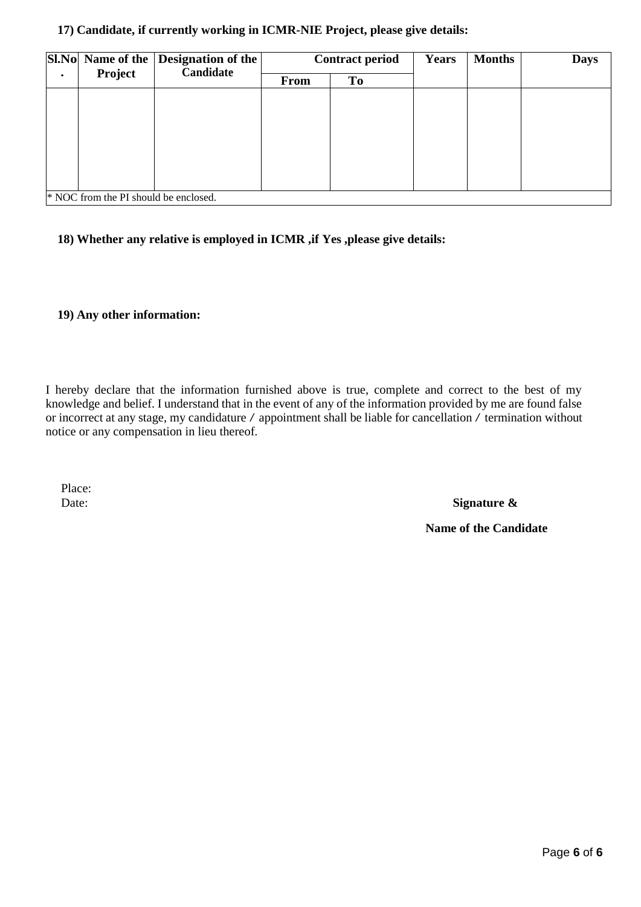**17) Candidate, if currently working in ICMR-NIE Project, please give details:**

| Sl.No. | Name of the Project | Designation of the Candidate | Contract period | | Years | Months | Days |
|---|---|---|---|---|---|---|---|
| | | | From | To | | | |
| | | | | | | | |

\* NOC from the PI should be enclosed.

**18) Whether any relative is employed in ICMR ,if Yes ,please give details:**

**19) Any other information:**

I hereby declare that the information furnished above is true, complete and correct to the best of my knowledge and belief. I understand that in the event of any of the information provided by me are found false or incorrect at any stage, my candidature / appointment shall be liable for cancellation / termination without notice or any compensation in lieu thereof.

Place:

Date:

**Signature &**

**Name of the Candidate**